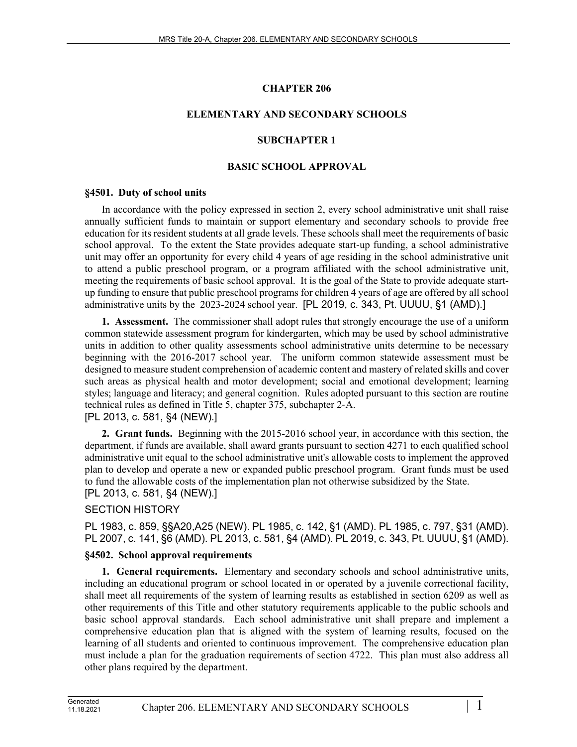# CHAPTER 206

# ELEMENTARY AND SECONDARY SCHOOLS

## SUBCHAPTER 1

## BASIC SCHOOL APPROVAL

### §4501. Duty of school units

In accordance with the policy expressed in section 2, every school administrative unit shall raise annually sufficient funds to maintain or support elementary and secondary schools to provide free education for its resident students at all grade levels. These schools shall meet the requirements of basic school approval. To the extent the State provides adequate start-up funding, a school administrative unit may offer an opportunity for every child 4 years of age residing in the school administrative unit to attend a public preschool program, or a program affiliated with the school administrative unit, meeting the requirements of basic school approval. It is the goal of the State to provide adequate start-up funding to ensure that public preschool programs for children 4 years of age are offered by all school administrative units by the 2023-2024 school year. [PL 2019, c. 343, Pt. UUUU, §1 (AMD).]

**1. Assessment.** The commissioner shall adopt rules that strongly encourage the use of a uniform common statewide assessment program for kindergarten, which may be used by school administrative units in addition to other quality assessments school administrative units determine to be necessary beginning with the 2016-2017 school year. The uniform common statewide assessment must be designed to measure student comprehension of academic content and mastery of related skills and cover such areas as physical health and motor development; social and emotional development; learning styles; language and literacy; and general cognition. Rules adopted pursuant to this section are routine technical rules as defined in Title 5, chapter 375, subchapter 2-A.
[PL 2013, c. 581, §4 (NEW).]

**2. Grant funds.** Beginning with the 2015-2016 school year, in accordance with this section, the department, if funds are available, shall award grants pursuant to section 4271 to each qualified school administrative unit equal to the school administrative unit's allowable costs to implement the approved plan to develop and operate a new or expanded public preschool program. Grant funds must be used to fund the allowable costs of the implementation plan not otherwise subsidized by the State.
[PL 2013, c. 581, §4 (NEW).]

SECTION HISTORY

PL 1983, c. 859, §§A20,A25 (NEW). PL 1985, c. 142, §1 (AMD). PL 1985, c. 797, §31 (AMD). PL 2007, c. 141, §6 (AMD). PL 2013, c. 581, §4 (AMD). PL 2019, c. 343, Pt. UUUU, §1 (AMD).

### §4502. School approval requirements

**1. General requirements.** Elementary and secondary schools and school administrative units, including an educational program or school located in or operated by a juvenile correctional facility, shall meet all requirements of the system of learning results as established in section 6209 as well as other requirements of this Title and other statutory requirements applicable to the public schools and basic school approval standards. Each school administrative unit shall prepare and implement a comprehensive education plan that is aligned with the system of learning results, focused on the learning of all students and oriented to continuous improvement. The comprehensive education plan must include a plan for the graduation requirements of section 4722. This plan must also address all other plans required by the department.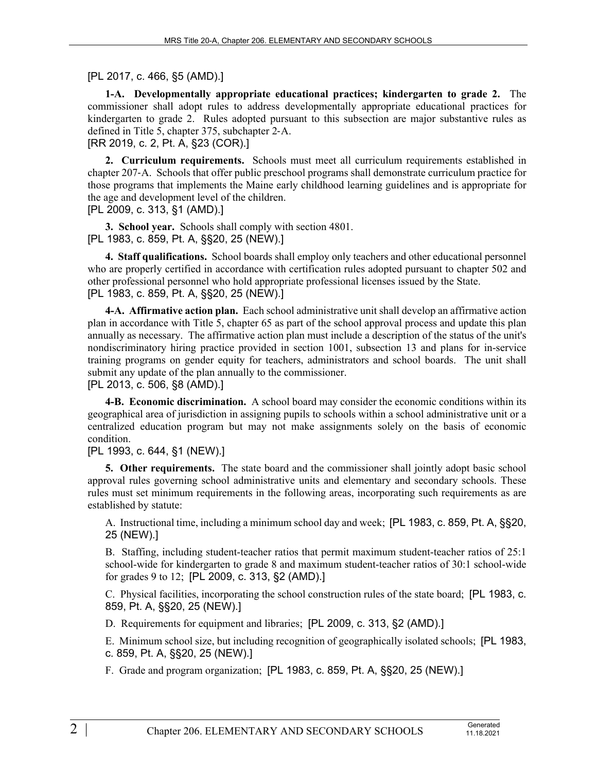[PL 2017, c. 466, §5 (AMD).]

**1-A. Developmentally appropriate educational practices; kindergarten to grade 2.** The commissioner shall adopt rules to address developmentally appropriate educational practices for kindergarten to grade 2. Rules adopted pursuant to this subsection are major substantive rules as defined in Title 5, chapter 375, subchapter 2-A.

[RR 2019, c. 2, Pt. A, §23 (COR).]

**2. Curriculum requirements.** Schools must meet all curriculum requirements established in chapter 207-A. Schools that offer public preschool programs shall demonstrate curriculum practice for those programs that implements the Maine early childhood learning guidelines and is appropriate for the age and development level of the children.

[PL 2009, c. 313, §1 (AMD).]

**3. School year.** Schools shall comply with section 4801.

[PL 1983, c. 859, Pt. A, §§20, 25 (NEW).]

**4. Staff qualifications.** School boards shall employ only teachers and other educational personnel who are properly certified in accordance with certification rules adopted pursuant to chapter 502 and other professional personnel who hold appropriate professional licenses issued by the State.

[PL 1983, c. 859, Pt. A, §§20, 25 (NEW).]

**4-A. Affirmative action plan.** Each school administrative unit shall develop an affirmative action plan in accordance with Title 5, chapter 65 as part of the school approval process and update this plan annually as necessary. The affirmative action plan must include a description of the status of the unit's nondiscriminatory hiring practice provided in section 1001, subsection 13 and plans for in-service training programs on gender equity for teachers, administrators and school boards. The unit shall submit any update of the plan annually to the commissioner.

[PL 2013, c. 506, §8 (AMD).]

**4-B. Economic discrimination.** A school board may consider the economic conditions within its geographical area of jurisdiction in assigning pupils to schools within a school administrative unit or a centralized education program but may not make assignments solely on the basis of economic condition.

[PL 1993, c. 644, §1 (NEW).]

**5. Other requirements.** The state board and the commissioner shall jointly adopt basic school approval rules governing school administrative units and elementary and secondary schools. These rules must set minimum requirements in the following areas, incorporating such requirements as are established by statute:

A. Instructional time, including a minimum school day and week; [PL 1983, c. 859, Pt. A, §§20, 25 (NEW).]

B. Staffing, including student-teacher ratios that permit maximum student-teacher ratios of 25:1 school-wide for kindergarten to grade 8 and maximum student-teacher ratios of 30:1 school-wide for grades 9 to 12; [PL 2009, c. 313, §2 (AMD).]

C. Physical facilities, incorporating the school construction rules of the state board; [PL 1983, c. 859, Pt. A, §§20, 25 (NEW).]

D. Requirements for equipment and libraries; [PL 2009, c. 313, §2 (AMD).]

E. Minimum school size, but including recognition of geographically isolated schools; [PL 1983, c. 859, Pt. A, §§20, 25 (NEW).]

F. Grade and program organization; [PL 1983, c. 859, Pt. A, §§20, 25 (NEW).]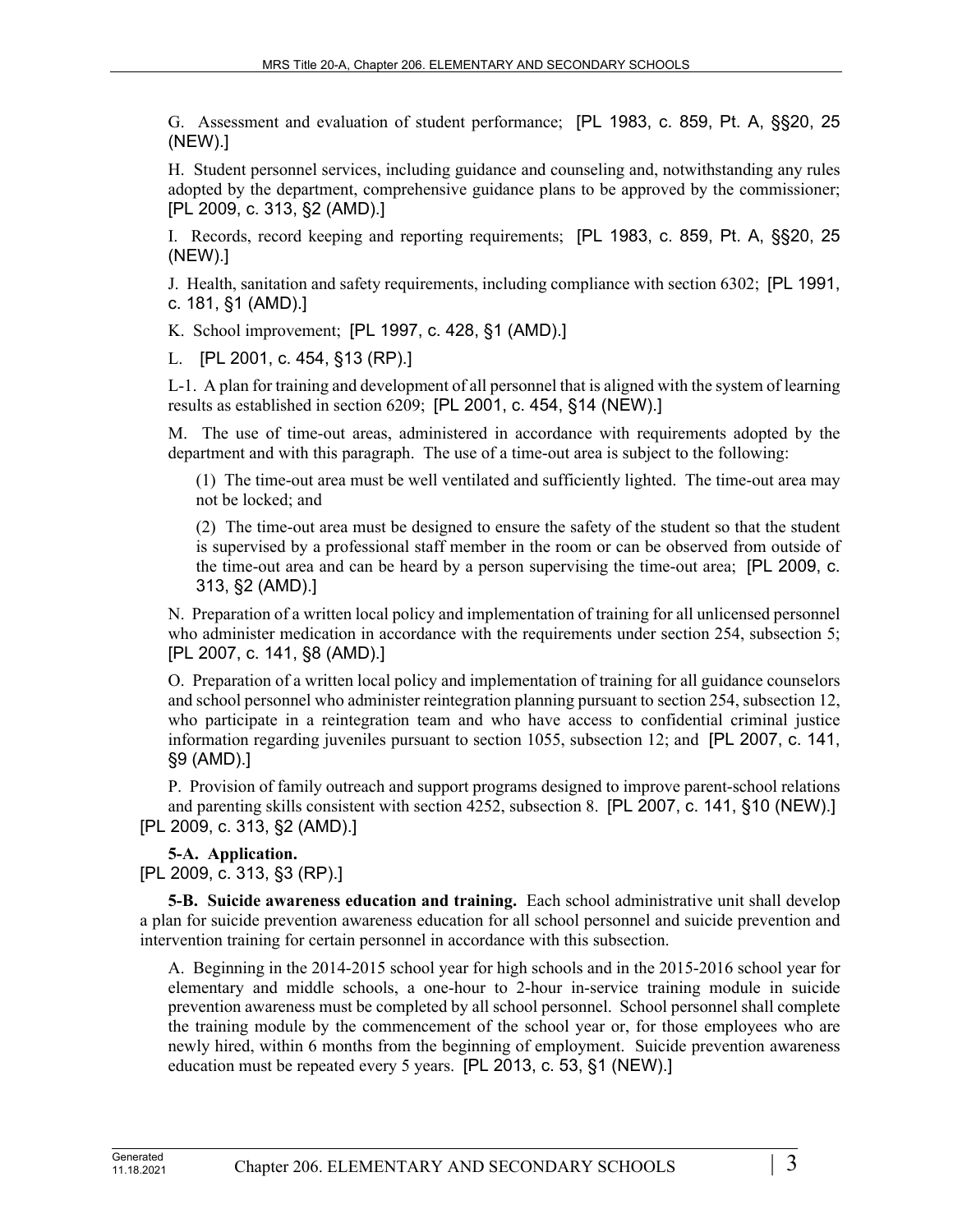G. Assessment and evaluation of student performance; [PL 1983, c. 859, Pt. A, §§20, 25 (NEW).]

H. Student personnel services, including guidance and counseling and, notwithstanding any rules adopted by the department, comprehensive guidance plans to be approved by the commissioner; [PL 2009, c. 313, §2 (AMD).]

I. Records, record keeping and reporting requirements; [PL 1983, c. 859, Pt. A, §§20, 25 (NEW).]

J. Health, sanitation and safety requirements, including compliance with section 6302; [PL 1991, c. 181, §1 (AMD).]

K. School improvement; [PL 1997, c. 428, §1 (AMD).]

L. [PL 2001, c. 454, §13 (RP).]

L-1. A plan for training and development of all personnel that is aligned with the system of learning results as established in section 6209; [PL 2001, c. 454, §14 (NEW).]

M. The use of time-out areas, administered in accordance with requirements adopted by the department and with this paragraph. The use of a time-out area is subject to the following:

(1) The time-out area must be well ventilated and sufficiently lighted. The time-out area may not be locked; and

(2) The time-out area must be designed to ensure the safety of the student so that the student is supervised by a professional staff member in the room or can be observed from outside of the time-out area and can be heard by a person supervising the time-out area; [PL 2009, c. 313, §2 (AMD).]

N. Preparation of a written local policy and implementation of training for all unlicensed personnel who administer medication in accordance with the requirements under section 254, subsection 5; [PL 2007, c. 141, §8 (AMD).]

O. Preparation of a written local policy and implementation of training for all guidance counselors and school personnel who administer reintegration planning pursuant to section 254, subsection 12, who participate in a reintegration team and who have access to confidential criminal justice information regarding juveniles pursuant to section 1055, subsection 12; and [PL 2007, c. 141, §9 (AMD).]

P. Provision of family outreach and support programs designed to improve parent-school relations and parenting skills consistent with section 4252, subsection 8. [PL 2007, c. 141, §10 (NEW).]

[PL 2009, c. 313, §2 (AMD).]

**5-A. Application.**

[PL 2009, c. 313, §3 (RP).]

**5-B. Suicide awareness education and training.** Each school administrative unit shall develop a plan for suicide prevention awareness education for all school personnel and suicide prevention and intervention training for certain personnel in accordance with this subsection.

A. Beginning in the 2014-2015 school year for high schools and in the 2015-2016 school year for elementary and middle schools, a one-hour to 2-hour in-service training module in suicide prevention awareness must be completed by all school personnel. School personnel shall complete the training module by the commencement of the school year or, for those employees who are newly hired, within 6 months from the beginning of employment. Suicide prevention awareness education must be repeated every 5 years. [PL 2013, c. 53, §1 (NEW).]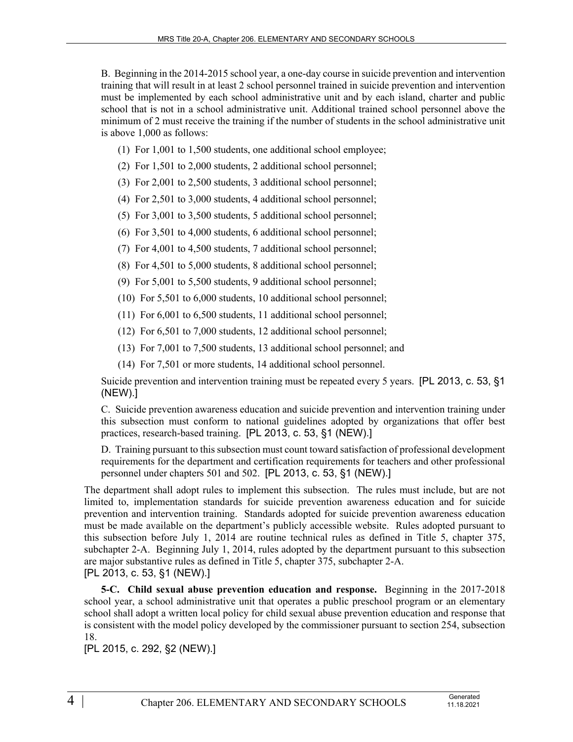B. Beginning in the 2014-2015 school year, a one-day course in suicide prevention and intervention training that will result in at least 2 school personnel trained in suicide prevention and intervention must be implemented by each school administrative unit and by each island, charter and public school that is not in a school administrative unit. Additional trained school personnel above the minimum of 2 must receive the training if the number of students in the school administrative unit is above 1,000 as follows:

(1) For 1,001 to 1,500 students, one additional school employee;

(2) For 1,501 to 2,000 students, 2 additional school personnel;

(3) For 2,001 to 2,500 students, 3 additional school personnel;

(4) For 2,501 to 3,000 students, 4 additional school personnel;

(5) For 3,001 to 3,500 students, 5 additional school personnel;

(6) For 3,501 to 4,000 students, 6 additional school personnel;

(7) For 4,001 to 4,500 students, 7 additional school personnel;

(8) For 4,501 to 5,000 students, 8 additional school personnel;

(9) For 5,001 to 5,500 students, 9 additional school personnel;

(10) For 5,501 to 6,000 students, 10 additional school personnel;

(11) For 6,001 to 6,500 students, 11 additional school personnel;

(12) For 6,501 to 7,000 students, 12 additional school personnel;

(13) For 7,001 to 7,500 students, 13 additional school personnel; and

(14) For 7,501 or more students, 14 additional school personnel.

Suicide prevention and intervention training must be repeated every 5 years. [PL 2013, c. 53, §1 (NEW).]

C. Suicide prevention awareness education and suicide prevention and intervention training under this subsection must conform to national guidelines adopted by organizations that offer best practices, research-based training. [PL 2013, c. 53, §1 (NEW).]

D. Training pursuant to this subsection must count toward satisfaction of professional development requirements for the department and certification requirements for teachers and other professional personnel under chapters 501 and 502. [PL 2013, c. 53, §1 (NEW).]

The department shall adopt rules to implement this subsection. The rules must include, but are not limited to, implementation standards for suicide prevention awareness education and for suicide prevention and intervention training. Standards adopted for suicide prevention awareness education must be made available on the department's publicly accessible website. Rules adopted pursuant to this subsection before July 1, 2014 are routine technical rules as defined in Title 5, chapter 375, subchapter 2-A. Beginning July 1, 2014, rules adopted by the department pursuant to this subsection are major substantive rules as defined in Title 5, chapter 375, subchapter 2-A.
[PL 2013, c. 53, §1 (NEW).]

**5-C. Child sexual abuse prevention education and response.** Beginning in the 2017-2018 school year, a school administrative unit that operates a public preschool program or an elementary school shall adopt a written local policy for child sexual abuse prevention education and response that is consistent with the model policy developed by the commissioner pursuant to section 254, subsection 18.
[PL 2015, c. 292, §2 (NEW).]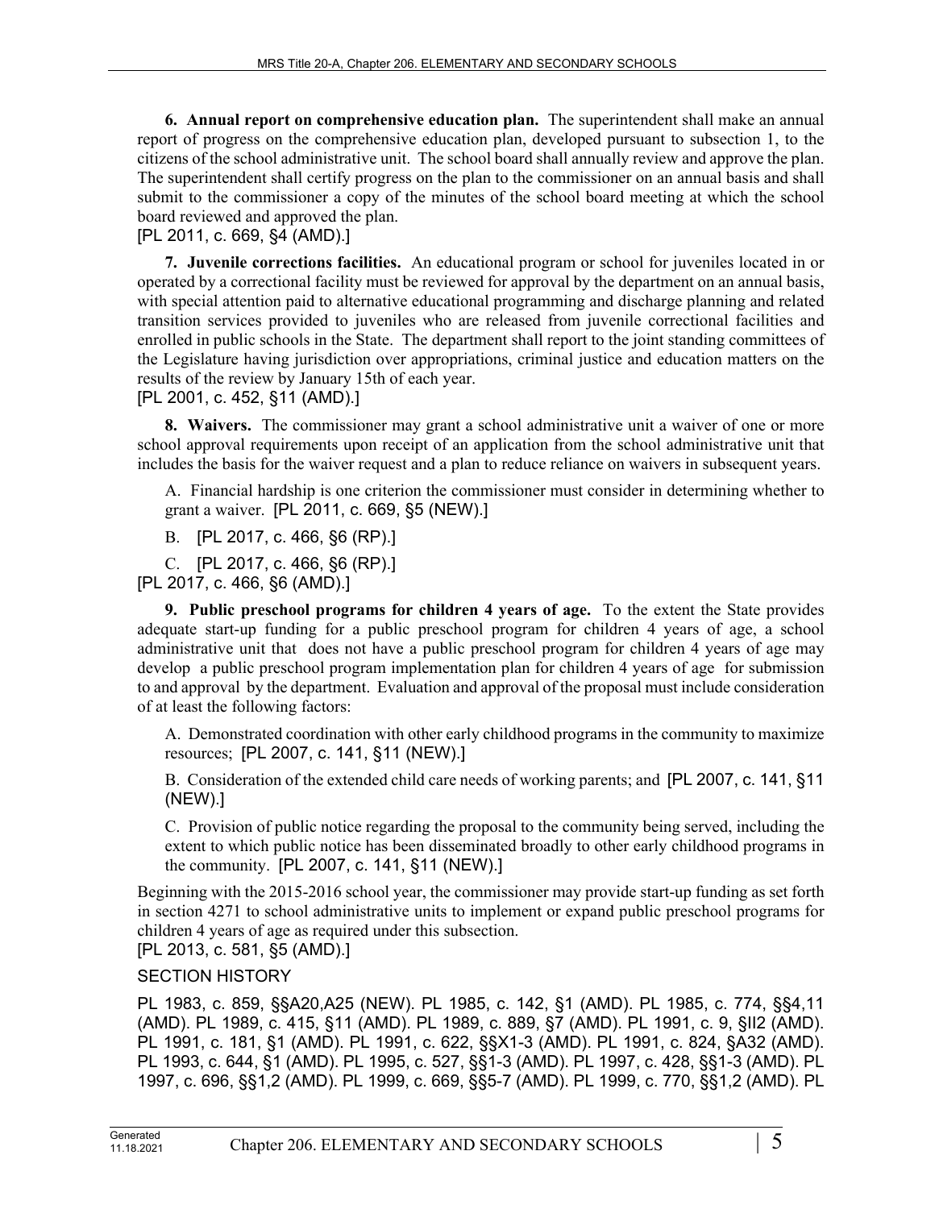**6. Annual report on comprehensive education plan.** The superintendent shall make an annual report of progress on the comprehensive education plan, developed pursuant to subsection 1, to the citizens of the school administrative unit. The school board shall annually review and approve the plan. The superintendent shall certify progress on the plan to the commissioner on an annual basis and shall submit to the commissioner a copy of the minutes of the school board meeting at which the school board reviewed and approved the plan.

[PL 2011, c. 669, §4 (AMD).]

**7. Juvenile corrections facilities.** An educational program or school for juveniles located in or operated by a correctional facility must be reviewed for approval by the department on an annual basis, with special attention paid to alternative educational programming and discharge planning and related transition services provided to juveniles who are released from juvenile correctional facilities and enrolled in public schools in the State. The department shall report to the joint standing committees of the Legislature having jurisdiction over appropriations, criminal justice and education matters on the results of the review by January 15th of each year.

[PL 2001, c. 452, §11 (AMD).]

**8. Waivers.** The commissioner may grant a school administrative unit a waiver of one or more school approval requirements upon receipt of an application from the school administrative unit that includes the basis for the waiver request and a plan to reduce reliance on waivers in subsequent years.

A. Financial hardship is one criterion the commissioner must consider in determining whether to grant a waiver. [PL 2011, c. 669, §5 (NEW).]

B. [PL 2017, c. 466, §6 (RP).]

C. [PL 2017, c. 466, §6 (RP).]

[PL 2017, c. 466, §6 (AMD).]

**9. Public preschool programs for children 4 years of age.** To the extent the State provides adequate start-up funding for a public preschool program for children 4 years of age, a school administrative unit that does not have a public preschool program for children 4 years of age may develop a public preschool program implementation plan for children 4 years of age for submission to and approval by the department. Evaluation and approval of the proposal must include consideration of at least the following factors:

A. Demonstrated coordination with other early childhood programs in the community to maximize resources; [PL 2007, c. 141, §11 (NEW).]

B. Consideration of the extended child care needs of working parents; and [PL 2007, c. 141, §11 (NEW).]

C. Provision of public notice regarding the proposal to the community being served, including the extent to which public notice has been disseminated broadly to other early childhood programs in the community. [PL 2007, c. 141, §11 (NEW).]

Beginning with the 2015-2016 school year, the commissioner may provide start-up funding as set forth in section 4271 to school administrative units to implement or expand public preschool programs for children 4 years of age as required under this subsection.

[PL 2013, c. 581, §5 (AMD).]

SECTION HISTORY

PL 1983, c. 859, §§A20,A25 (NEW). PL 1985, c. 142, §1 (AMD). PL 1985, c. 774, §§4,11 (AMD). PL 1989, c. 415, §11 (AMD). PL 1989, c. 889, §7 (AMD). PL 1991, c. 9, §II2 (AMD). PL 1991, c. 181, §1 (AMD). PL 1991, c. 622, §§X1-3 (AMD). PL 1991, c. 824, §A32 (AMD). PL 1993, c. 644, §1 (AMD). PL 1995, c. 527, §§1-3 (AMD). PL 1997, c. 428, §§1-3 (AMD). PL 1997, c. 696, §§1,2 (AMD). PL 1999, c. 669, §§5-7 (AMD). PL 1999, c. 770, §§1,2 (AMD). PL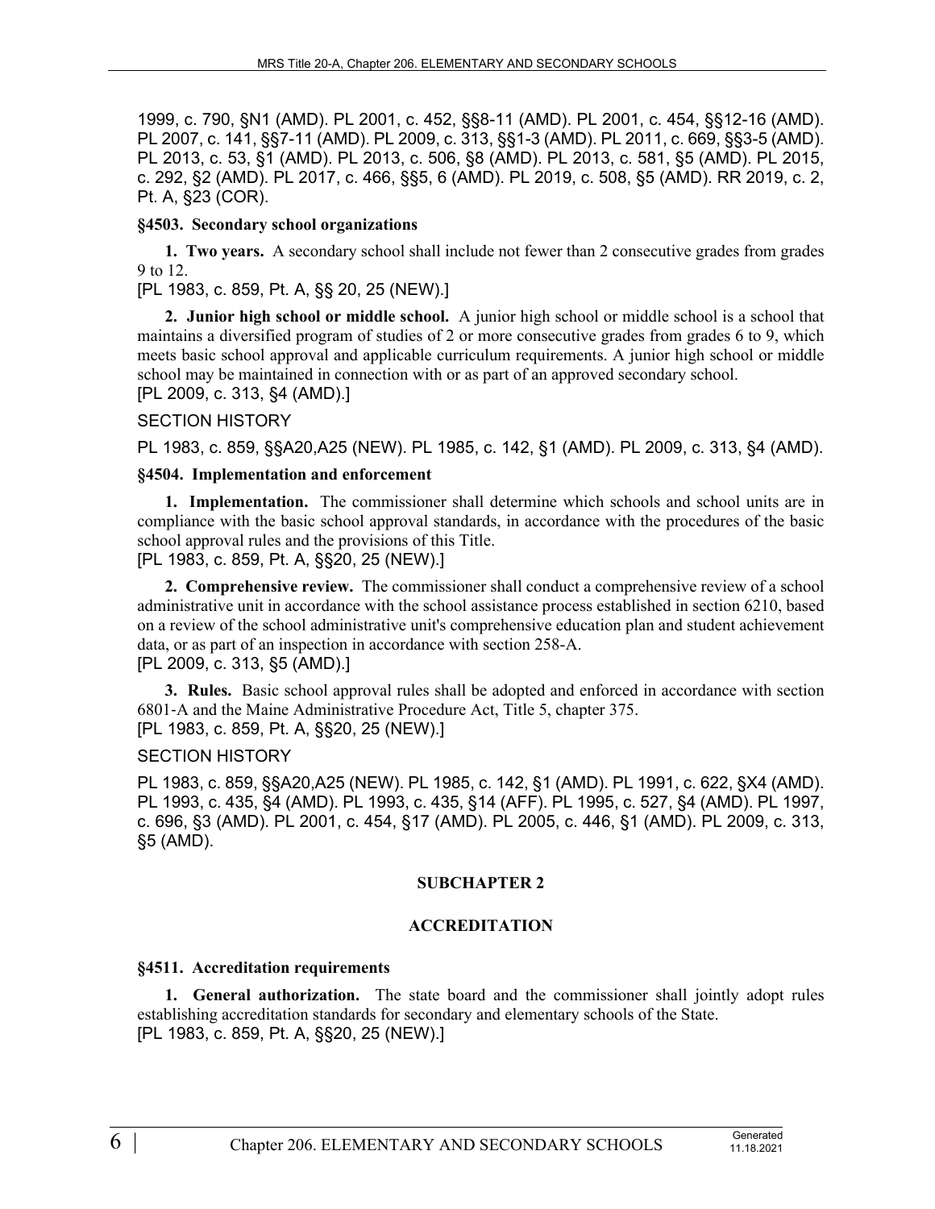1999, c. 790, §N1 (AMD). PL 2001, c. 452, §§8-11 (AMD). PL 2001, c. 454, §§12-16 (AMD). PL 2007, c. 141, §§7-11 (AMD). PL 2009, c. 313, §§1-3 (AMD). PL 2011, c. 669, §§3-5 (AMD). PL 2013, c. 53, §1 (AMD). PL 2013, c. 506, §8 (AMD). PL 2013, c. 581, §5 (AMD). PL 2015, c. 292, §2 (AMD). PL 2017, c. 466, §§5, 6 (AMD). PL 2019, c. 508, §5 (AMD). RR 2019, c. 2, Pt. A, §23 (COR).

### §4503. Secondary school organizations

**1. Two years.** A secondary school shall include not fewer than 2 consecutive grades from grades 9 to 12.

[PL 1983, c. 859, Pt. A, §§ 20, 25 (NEW).]

**2. Junior high school or middle school.** A junior high school or middle school is a school that maintains a diversified program of studies of 2 or more consecutive grades from grades 6 to 9, which meets basic school approval and applicable curriculum requirements. A junior high school or middle school may be maintained in connection with or as part of an approved secondary school.

[PL 2009, c. 313, §4 (AMD).]

SECTION HISTORY

PL 1983, c. 859, §§A20,A25 (NEW). PL 1985, c. 142, §1 (AMD). PL 2009, c. 313, §4 (AMD).

### §4504. Implementation and enforcement

**1. Implementation.** The commissioner shall determine which schools and school units are in compliance with the basic school approval standards, in accordance with the procedures of the basic school approval rules and the provisions of this Title.

[PL 1983, c. 859, Pt. A, §§20, 25 (NEW).]

**2. Comprehensive review.** The commissioner shall conduct a comprehensive review of a school administrative unit in accordance with the school assistance process established in section 6210, based on a review of the school administrative unit's comprehensive education plan and student achievement data, or as part of an inspection in accordance with section 258-A.

[PL 2009, c. 313, §5 (AMD).]

**3. Rules.** Basic school approval rules shall be adopted and enforced in accordance with section 6801-A and the Maine Administrative Procedure Act, Title 5, chapter 375.

[PL 1983, c. 859, Pt. A, §§20, 25 (NEW).]

SECTION HISTORY

PL 1983, c. 859, §§A20,A25 (NEW). PL 1985, c. 142, §1 (AMD). PL 1991, c. 622, §X4 (AMD). PL 1993, c. 435, §4 (AMD). PL 1993, c. 435, §14 (AFF). PL 1995, c. 527, §4 (AMD). PL 1997, c. 696, §3 (AMD). PL 2001, c. 454, §17 (AMD). PL 2005, c. 446, §1 (AMD). PL 2009, c. 313, §5 (AMD).

## SUBCHAPTER 2

## ACCREDITATION

### §4511. Accreditation requirements

**1. General authorization.** The state board and the commissioner shall jointly adopt rules establishing accreditation standards for secondary and elementary schools of the State.

[PL 1983, c. 859, Pt. A, §§20, 25 (NEW).]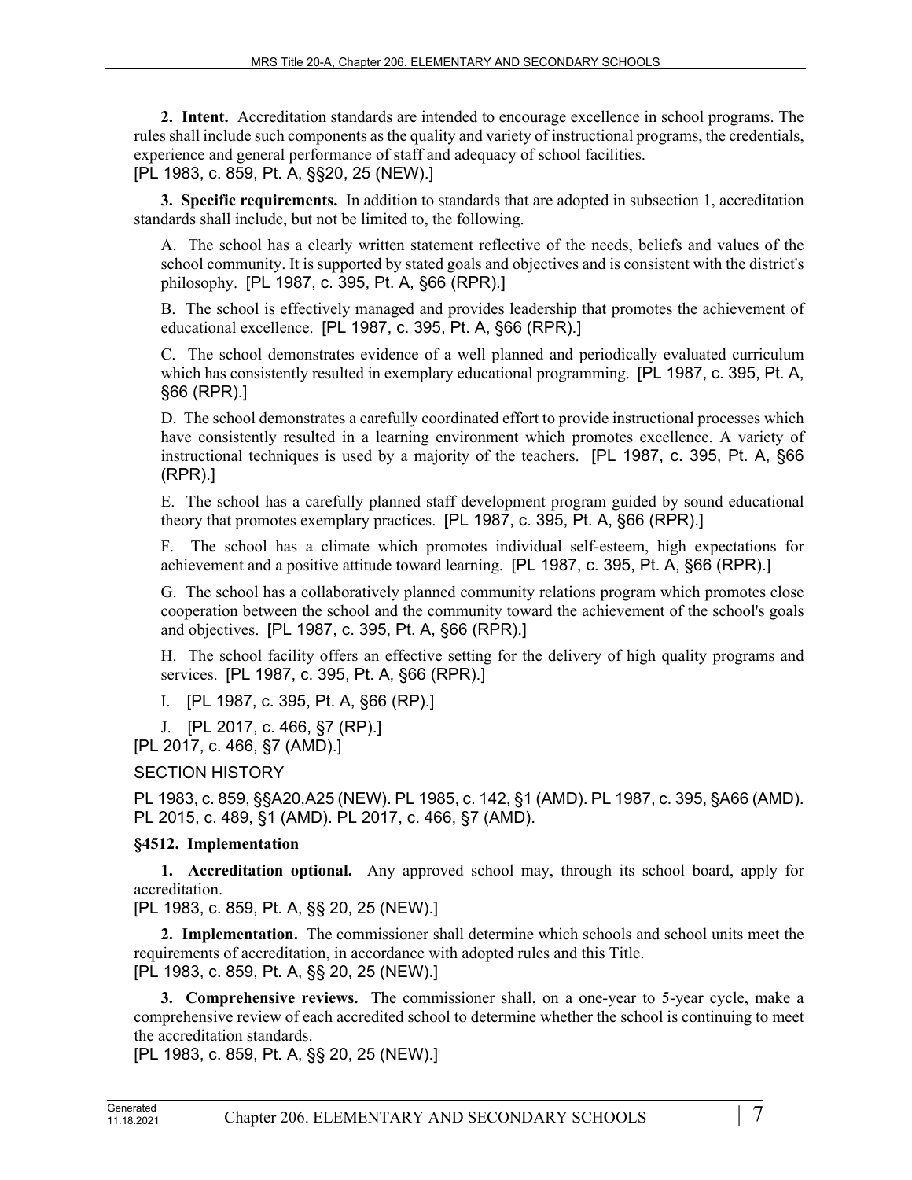**2. Intent.** Accreditation standards are intended to encourage excellence in school programs. The rules shall include such components as the quality and variety of instructional programs, the credentials, experience and general performance of staff and adequacy of school facilities.
[PL 1983, c. 859, Pt. A, §§20, 25 (NEW).]

**3. Specific requirements.** In addition to standards that are adopted in subsection 1, accreditation standards shall include, but not be limited to, the following.

A. The school has a clearly written statement reflective of the needs, beliefs and values of the school community. It is supported by stated goals and objectives and is consistent with the district's philosophy. [PL 1987, c. 395, Pt. A, §66 (RPR).]

B. The school is effectively managed and provides leadership that promotes the achievement of educational excellence. [PL 1987, c. 395, Pt. A, §66 (RPR).]

C. The school demonstrates evidence of a well planned and periodically evaluated curriculum which has consistently resulted in exemplary educational programming. [PL 1987, c. 395, Pt. A, §66 (RPR).]

D. The school demonstrates a carefully coordinated effort to provide instructional processes which have consistently resulted in a learning environment which promotes excellence. A variety of instructional techniques is used by a majority of the teachers. [PL 1987, c. 395, Pt. A, §66 (RPR).]

E. The school has a carefully planned staff development program guided by sound educational theory that promotes exemplary practices. [PL 1987, c. 395, Pt. A, §66 (RPR).]

F. The school has a climate which promotes individual self-esteem, high expectations for achievement and a positive attitude toward learning. [PL 1987, c. 395, Pt. A, §66 (RPR).]

G. The school has a collaboratively planned community relations program which promotes close cooperation between the school and the community toward the achievement of the school's goals and objectives. [PL 1987, c. 395, Pt. A, §66 (RPR).]

H. The school facility offers an effective setting for the delivery of high quality programs and services. [PL 1987, c. 395, Pt. A, §66 (RPR).]

I. [PL 1987, c. 395, Pt. A, §66 (RP).]

J. [PL 2017, c. 466, §7 (RP).]

[PL 2017, c. 466, §7 (AMD).]

SECTION HISTORY

PL 1983, c. 859, §§A20,A25 (NEW). PL 1985, c. 142, §1 (AMD). PL 1987, c. 395, §A66 (AMD). PL 2015, c. 489, §1 (AMD). PL 2017, c. 466, §7 (AMD).

### §4512. Implementation

**1. Accreditation optional.** Any approved school may, through its school board, apply for accreditation.
[PL 1983, c. 859, Pt. A, §§ 20, 25 (NEW).]

**2. Implementation.** The commissioner shall determine which schools and school units meet the requirements of accreditation, in accordance with adopted rules and this Title.
[PL 1983, c. 859, Pt. A, §§ 20, 25 (NEW).]

**3. Comprehensive reviews.** The commissioner shall, on a one-year to 5-year cycle, make a comprehensive review of each accredited school to determine whether the school is continuing to meet the accreditation standards.
[PL 1983, c. 859, Pt. A, §§ 20, 25 (NEW).]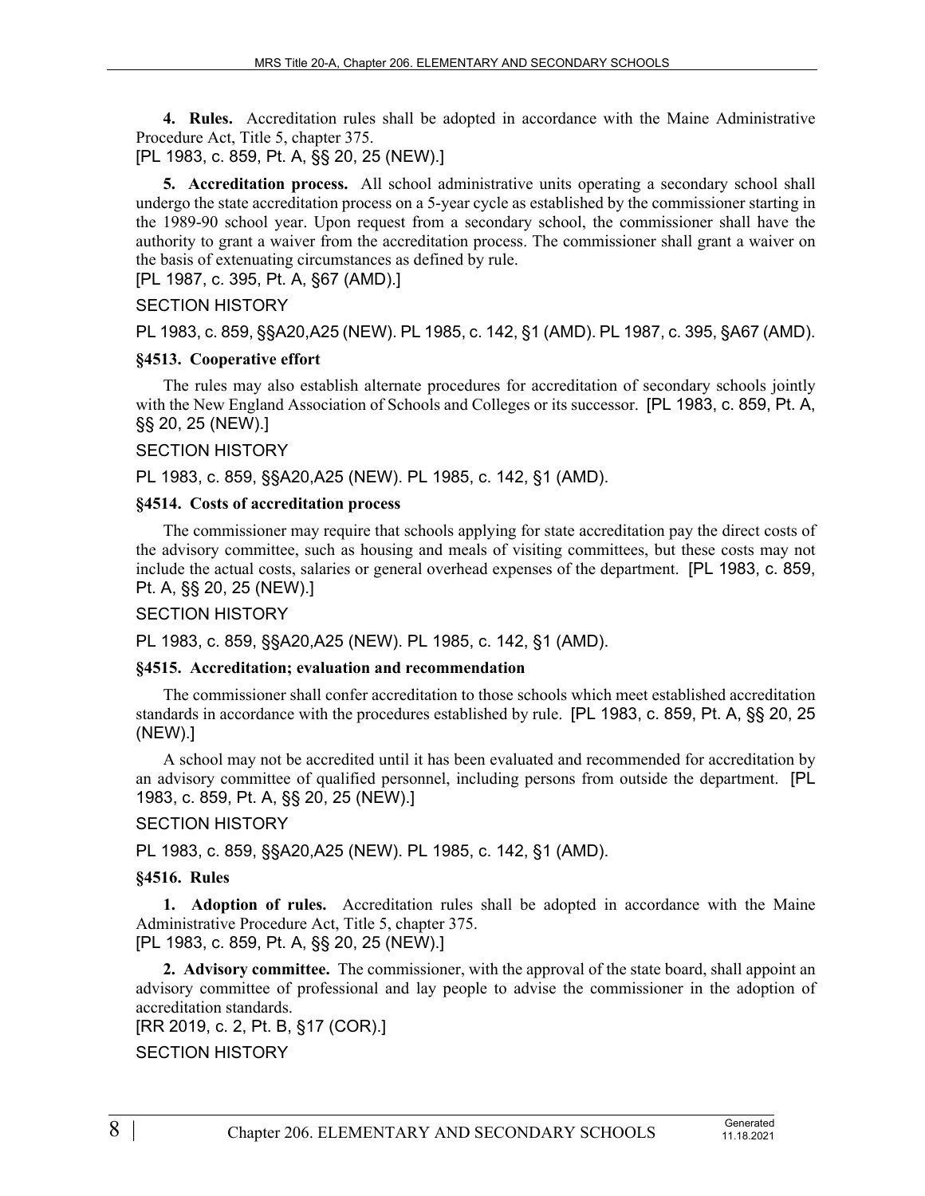**4. Rules.** Accreditation rules shall be adopted in accordance with the Maine Administrative Procedure Act, Title 5, chapter 375.

[PL 1983, c. 859, Pt. A, §§ 20, 25 (NEW).]

**5. Accreditation process.** All school administrative units operating a secondary school shall undergo the state accreditation process on a 5-year cycle as established by the commissioner starting in the 1989-90 school year. Upon request from a secondary school, the commissioner shall have the authority to grant a waiver from the accreditation process. The commissioner shall grant a waiver on the basis of extenuating circumstances as defined by rule.

[PL 1987, c. 395, Pt. A, §67 (AMD).]

SECTION HISTORY

PL 1983, c. 859, §§A20,A25 (NEW). PL 1985, c. 142, §1 (AMD). PL 1987, c. 395, §A67 (AMD).

### §4513. Cooperative effort

The rules may also establish alternate procedures for accreditation of secondary schools jointly with the New England Association of Schools and Colleges or its successor. [PL 1983, c. 859, Pt. A, §§ 20, 25 (NEW).]

SECTION HISTORY

PL 1983, c. 859, §§A20,A25 (NEW). PL 1985, c. 142, §1 (AMD).

### §4514. Costs of accreditation process

The commissioner may require that schools applying for state accreditation pay the direct costs of the advisory committee, such as housing and meals of visiting committees, but these costs may not include the actual costs, salaries or general overhead expenses of the department. [PL 1983, c. 859, Pt. A, §§ 20, 25 (NEW).]

SECTION HISTORY

PL 1983, c. 859, §§A20,A25 (NEW). PL 1985, c. 142, §1 (AMD).

### §4515. Accreditation; evaluation and recommendation

The commissioner shall confer accreditation to those schools which meet established accreditation standards in accordance with the procedures established by rule. [PL 1983, c. 859, Pt. A, §§ 20, 25 (NEW).]

A school may not be accredited until it has been evaluated and recommended for accreditation by an advisory committee of qualified personnel, including persons from outside the department. [PL 1983, c. 859, Pt. A, §§ 20, 25 (NEW).]

SECTION HISTORY

PL 1983, c. 859, §§A20,A25 (NEW). PL 1985, c. 142, §1 (AMD).

### §4516. Rules

**1. Adoption of rules.** Accreditation rules shall be adopted in accordance with the Maine Administrative Procedure Act, Title 5, chapter 375.

[PL 1983, c. 859, Pt. A, §§ 20, 25 (NEW).]

**2. Advisory committee.** The commissioner, with the approval of the state board, shall appoint an advisory committee of professional and lay people to advise the commissioner in the adoption of accreditation standards.

[RR 2019, c. 2, Pt. B, §17 (COR).]

SECTION HISTORY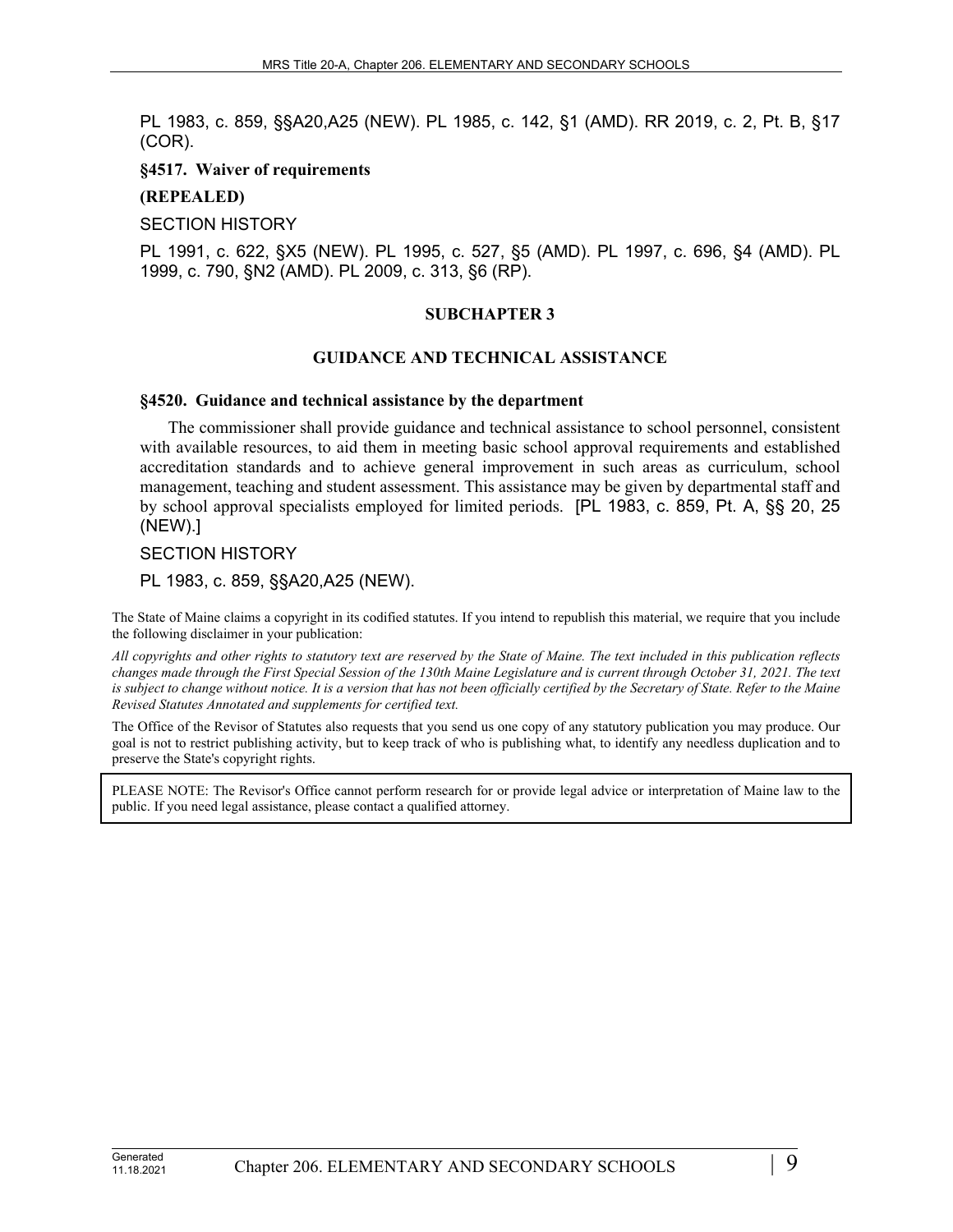PL 1983, c. 859, §§A20,A25 (NEW). PL 1985, c. 142, §1 (AMD). RR 2019, c. 2, Pt. B, §17 (COR).

**§4517. Waiver of requirements**

**(REPEALED)**

SECTION HISTORY

PL 1991, c. 622, §X5 (NEW). PL 1995, c. 527, §5 (AMD). PL 1997, c. 696, §4 (AMD). PL 1999, c. 790, §N2 (AMD). PL 2009, c. 313, §6 (RP).

## SUBCHAPTER 3

## GUIDANCE AND TECHNICAL ASSISTANCE

**§4520. Guidance and technical assistance by the department**

The commissioner shall provide guidance and technical assistance to school personnel, consistent with available resources, to aid them in meeting basic school approval requirements and established accreditation standards and to achieve general improvement in such areas as curriculum, school management, teaching and student assessment. This assistance may be given by departmental staff and by school approval specialists employed for limited periods. [PL 1983, c. 859, Pt. A, §§ 20, 25 (NEW).]

SECTION HISTORY

PL 1983, c. 859, §§A20,A25 (NEW).

The State of Maine claims a copyright in its codified statutes. If you intend to republish this material, we require that you include the following disclaimer in your publication:

*All copyrights and other rights to statutory text are reserved by the State of Maine. The text included in this publication reflects changes made through the First Special Session of the 130th Maine Legislature and is current through October 31, 2021. The text is subject to change without notice. It is a version that has not been officially certified by the Secretary of State. Refer to the Maine Revised Statutes Annotated and supplements for certified text.*

The Office of the Revisor of Statutes also requests that you send us one copy of any statutory publication you may produce. Our goal is not to restrict publishing activity, but to keep track of who is publishing what, to identify any needless duplication and to preserve the State's copyright rights.

PLEASE NOTE: The Revisor's Office cannot perform research for or provide legal advice or interpretation of Maine law to the public. If you need legal assistance, please contact a qualified attorney.